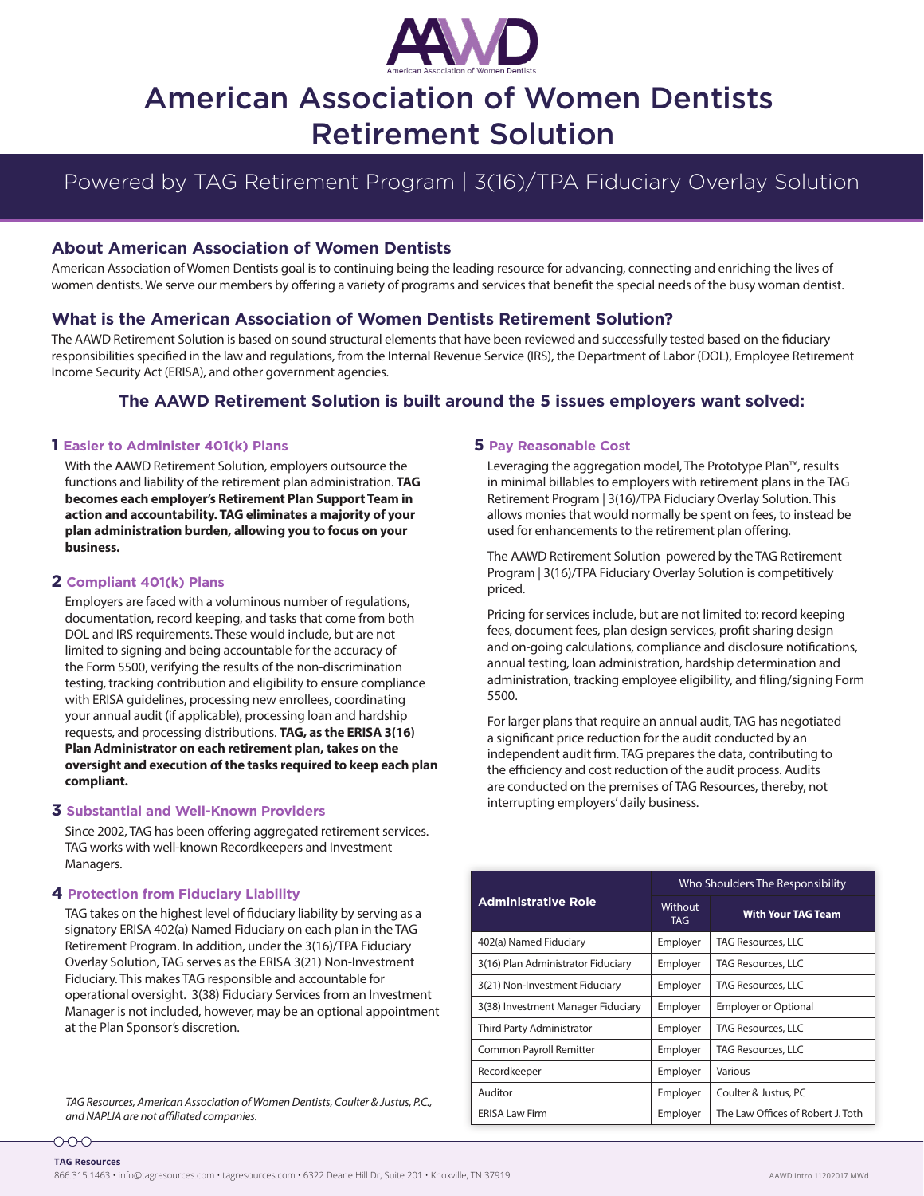# American Association of Women Dentists Retirement Solution

## Powered by TAG Retirement Program | 3(16)/TPA Fiduciary Overlay Solution

### About American Association of Women Dentists

American Association of Women Dentists goal is to continuing being the leading resource for advancing, connecting and enriching the lives of women dentists. We serve our members by offering a variety of programs and services that benefit the special needs of the busy woman dentist.

### What is the American Association of Women Dentists Retirement Solution?

The AAWD Retirement Solution is based on sound structural elements that have been reviewed and successfully tested based on the fiduciary responsibilities specified in the law and regulations, from the Internal Revenue Service (IRS), the Department of Labor (DOL), Employee Retirement Income Security Act (ERISA), and other government agencies.

### The AAWD Retirement Solution is built around the 5 issues employers want solved:

#### 1 Easier to Administer 401(k) Plans

With the AAWD Retirement Solution, employers outsource the functions and liability of the retirement plan administration. **TAG becomes each employer's Retirement Plan Support Team in action and accountability. TAG eliminates a majority of your plan administration burden, allowing you to focus on your business.**

#### 2 Compliant 401(k) Plans

Employers are faced with a voluminous number of regulations, documentation, record keeping, and tasks that come from both DOL and IRS requirements. These would include, but are not limited to signing and being accountable for the accuracy of the Form 5500, verifying the results of the non-discrimination testing, tracking contribution and eligibility to ensure compliance with ERISA guidelines, processing new enrollees, coordinating your annual audit (if applicable), processing loan and hardship requests, and processing distributions. **TAG, as the ERISA 3(16) Plan Administrator on each retirement plan, takes on the oversight and execution of the tasks required to keep each plan compliant.**

#### 3 Substantial and Well-Known Providers

Since 2002, TAG has been offering aggregated retirement services. TAG works with well-known Recordkeepers and Investment Managers.

#### 4 Protection from Fiduciary Liability

TAG takes on the highest level of fiduciary liability by serving as a signatory ERISA 402(a) Named Fiduciary on each plan in the TAG Retirement Program. In addition, under the 3(16)/TPA Fiduciary Overlay Solution, TAG serves as the ERISA 3(21) Non-Investment Fiduciary. This makes TAG responsible and accountable for operational oversight. 3(38) Fiduciary Services from an Investment Manager is not included, however, may be an optional appointment at the Plan Sponsor's discretion.

*TAG Resources, American Association of Women Dentists, Coulter & Justus, P.C., and NAPLIA are not affiliated companies.*

#### 5 Pay Reasonable Cost

Leveraging the aggregation model, The Prototype Plan™, results in minimal billables to employers with retirement plans in the TAG Retirement Program | 3(16)/TPA Fiduciary Overlay Solution. This allows monies that would normally be spent on fees, to instead be used for enhancements to the retirement plan offering.

The AAWD Retirement Solution powered by the TAG Retirement Program | 3(16)/TPA Fiduciary Overlay Solution is competitively priced.

Pricing for services include, but are not limited to: record keeping fees, document fees, plan design services, profit sharing design and on-going calculations, compliance and disclosure notifications, annual testing, loan administration, hardship determination and administration, tracking employee eligibility, and filing/signing Form 5500.

For larger plans that require an annual audit, TAG has negotiated a significant price reduction for the audit conducted by an independent audit firm. TAG prepares the data, contributing to the efficiency and cost reduction of the audit process. Audits are conducted on the premises of TAG Resources, thereby, not interrupting employers' daily business.

| Administrative Role | Who Shoulders The Responsibility | |
|---|---|---|
| | Without TAG | With Your TAG Team |
| 402(a) Named Fiduciary | Employer | TAG Resources, LLC |
| 3(16) Plan Administrator Fiduciary | Employer | TAG Resources, LLC |
| 3(21) Non-Investment Fiduciary | Employer | TAG Resources, LLC |
| 3(38) Investment Manager Fiduciary | Employer | Employer or Optional |
| Third Party Administrator | Employer | TAG Resources, LLC |
| Common Payroll Remitter | Employer | TAG Resources, LLC |
| Recordkeeper | Employer | Various |
| Auditor | Employer | Coulter & Justus, PC |
| ERISA Law Firm | Employer | The Law Offices of Robert J. Toth |

**TAG Resources**
866.315.1463 • info@tagresources.com • tagresources.com • 6322 Deane Hill Dr, Suite 201 • Knoxville, TN 37919

AAWD Intro 11202017 MWd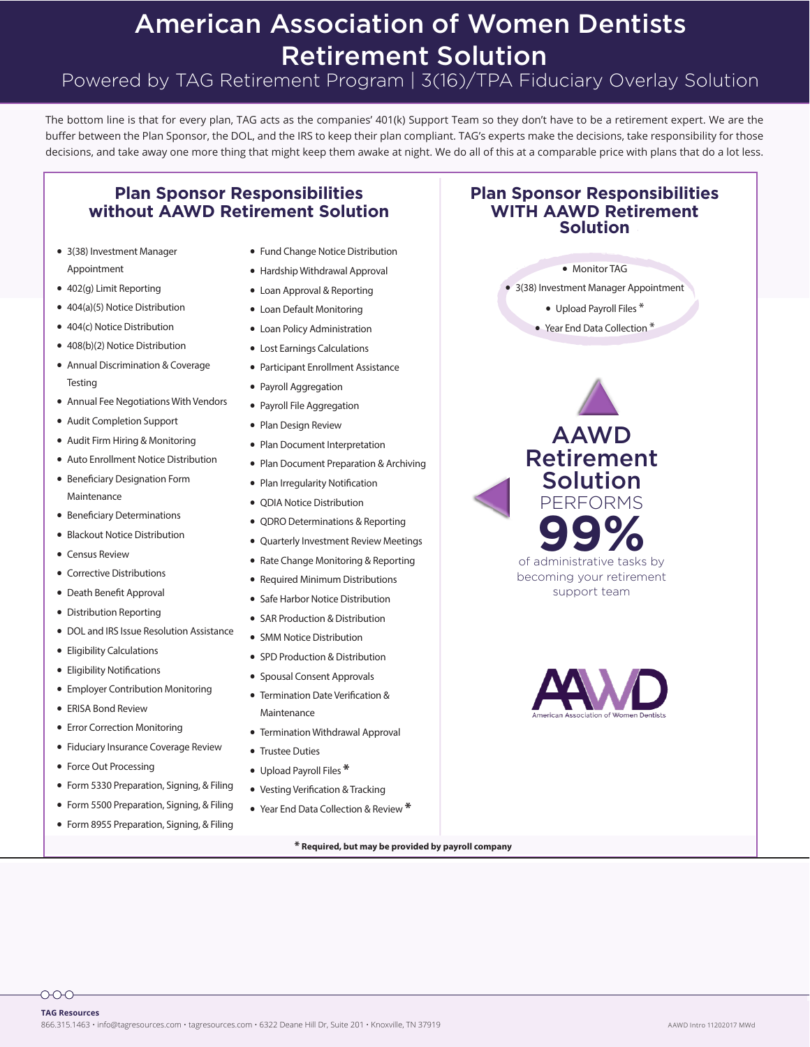# American Association of Women Dentists Retirement Solution

Powered by TAG Retirement Program | 3(16)/TPA Fiduciary Overlay Solution

The bottom line is that for every plan, TAG acts as the companies' 401(k) Support Team so they don't have to be a retirement expert. We are the buffer between the Plan Sponsor, the DOL, and the IRS to keep their plan compliant. TAG's experts make the decisions, take responsibility for those decisions, and take away one more thing that might keep them awake at night. We do all of this at a comparable price with plans that do a lot less.

## Plan Sponsor Responsibilities without AAWD Retirement Solution

- 3(38) Investment Manager Appointment
- 402(g) Limit Reporting
- 404(a)(5) Notice Distribution
- 404(c) Notice Distribution
- 408(b)(2) Notice Distribution
- Annual Discrimination & Coverage Testing
- Annual Fee Negotiations With Vendors
- Audit Completion Support
- Audit Firm Hiring & Monitoring
- Auto Enrollment Notice Distribution
- Beneficiary Designation Form Maintenance
- Beneficiary Determinations
- Blackout Notice Distribution
- Census Review
- Corrective Distributions
- Death Benefit Approval
- Distribution Reporting
- DOL and IRS Issue Resolution Assistance
- Eligibility Calculations
- Eligibility Notifications
- Employer Contribution Monitoring
- ERISA Bond Review
- Error Correction Monitoring
- Fiduciary Insurance Coverage Review
- Force Out Processing
- Form 5330 Preparation, Signing, & Filing
- Form 5500 Preparation, Signing, & Filing
- Form 8955 Preparation, Signing, & Filing
- Fund Change Notice Distribution
- Hardship Withdrawal Approval
- Loan Approval & Reporting
- Loan Default Monitoring
- Loan Policy Administration
- Lost Earnings Calculations
- Participant Enrollment Assistance
- Payroll Aggregation
- Payroll File Aggregation
- Plan Design Review
- Plan Document Interpretation
- Plan Document Preparation & Archiving
- Plan Irregularity Notification
- QDIA Notice Distribution
- QDRO Determinations & Reporting
- Quarterly Investment Review Meetings
- Rate Change Monitoring & Reporting
- Required Minimum Distributions
- Safe Harbor Notice Distribution
- SAR Production & Distribution
- SMM Notice Distribution
- SPD Production & Distribution
- Spousal Consent Approvals
- Termination Date Verification & Maintenance
- Termination Withdrawal Approval
- Trustee Duties
- Upload Payroll Files *
- Vesting Verification & Tracking
- Year End Data Collection & Review *

## Plan Sponsor Responsibilities WITH AAWD Retirement Solution

- Monitor TAG
- 3(38) Investment Manager Appointment
- Upload Payroll Files *
- Year End Data Collection *

AAWD Retirement Solution PERFORMS **99%** of administrative tasks by becoming your retirement support team

American Association of Women Dentists

**\* Required, but may be provided by payroll company**

**TAG Resources**
866.315.1463 • info@tagresources.com • tagresources.com • 6322 Deane Hill Dr, Suite 201 • Knoxville, TN 37919

AAWD Intro 11202017 MWd